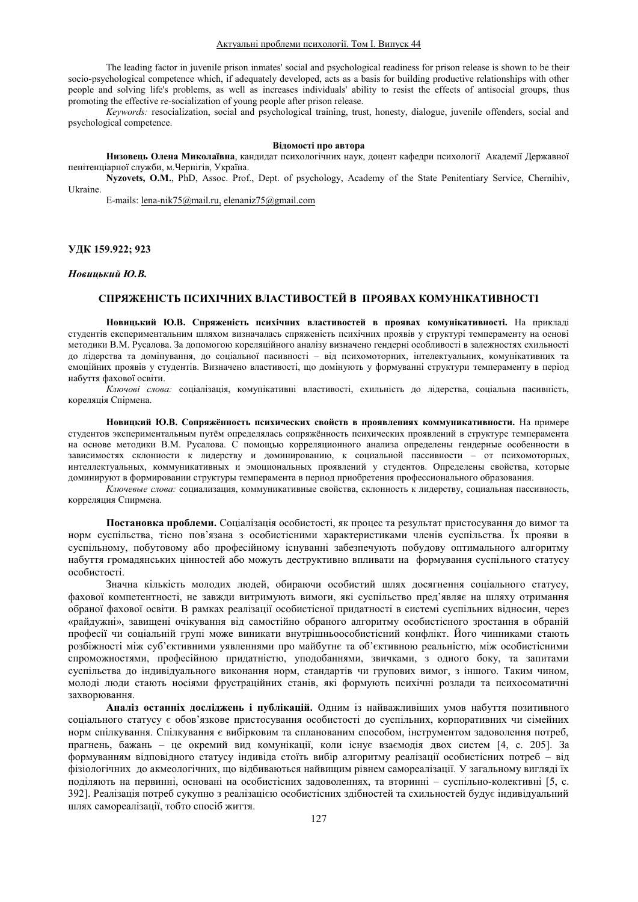The leading factor in juvenile prison inmates' social and psychological readiness for prison release is shown to be their socio-psychological competence which, if adequately developed, acts as a basis for building productive relationships with other people and solving life's problems, as well as increases individuals' ability to resist the effects of antisocial groups, thus promoting the effective re-socialization of young people after prison release.

*Keywords:* resocialization, social and psychological training, trust, honesty, dialogue, juvenile offenders, social and psychological competence.

**Відомості про автора**

**Низовець Олена Миколаївна**, кандидат психологічних наук, доцент кафедри психології Академії Державної пенітенціарної служби, м.Чернігів, Україна.

**Nyzovets, O.M.**, PhD, Assoc. Prof., Dept. of psychology, Academy of the State Penitentiary Service, Chernihiv, Ukraine.

E-mails: lena-nik75@mail.ru, elenaniz75@gmail.com

**УДК 159.922; 923**

***Новицький Ю.В.***

## СПРЯЖЕНІСТЬ ПСИХІЧНИХ ВЛАСТИВОСТЕЙ В ПРОЯВАХ КОМУНІКАТИВНОСТІ

**Новицький Ю.В. Спряженість психічних властивостей в проявах комунікативності.** На прикладі студентів експериментальним шляхом визначалась спряженість психічних проявів у структурі темпераменту на основі методики В.М. Русалова. За допомогою кореляційного аналізу визначено гендерні особливості в залежностях схильності до лідерства та домінування, до соціальної пасивності – від психомоторних, інтелектуальних, комунікативних та емоційних проявів у студентів. Визначено властивості, що домінують у формуванні структури темпераменту в період набуття фахової освіти.

*Ключові слова:* соціалізація, комунікативні властивості, схильність до лідерства, соціальна пасивність, кореляція Спірмена.

**Новицкий Ю.В. Сопряжённость психических свойств в проявлениях коммуникативности.** На примере студентов экспериментальным путём определялась сопряжённость психических проявлений в структуре темперамента на основе методики В.М. Русалова. С помощью корреляционного анализа определены гендерные особенности в зависимостях склонности к лидерству и доминированию, к социальной пассивности – от психомоторных, интеллектуальных, коммуникативных и эмоциональных проявлений у студентов. Определены свойства, которые доминируют в формировании структуры темперамента в период приобретения профессионального образования.

*Ключевые слова:* социализация, коммуникативные свойства, склонность к лидерству, социальная пассивность, корреляция Спирмена.

**Постановка проблеми.** Соціалізація особистості, як процес та результат пристосування до вимог та норм суспільства, тісно пов’язана з особистісними характеристиками членів суспільства. Їх прояви в суспільному, побутовому або професійному існуванні забезпечують побудову оптимального алгоритму набуття громадянських цінностей або можуть деструктивно впливати на формування суспільного статусу особистості.

Значна кількість молодих людей, обираючи особистий шлях досягнення соціального статусу, фахової компетентності, не завжди витримують вимоги, які суспільство пред’являє на шляху отримання обраної фахової освіти. В рамках реалізації особистісної придатності в системі суспільних відносин, через «райдужні», завищені очікування від самостійно обраного алгоритму особистісного зростання в обраній професії чи соціальній групі може виникати внутрішньоособистісний конфлікт. Його чинниками стають розбіжності між суб’єктивними уявленнями про майбутнє та об’єктивною реальністю, між особистісними спроможностями, професійною придатністю, уподобаннями, звичками, з одного боку, та запитами суспільства до індивідуального виконання норм, стандартів чи групових вимог, з іншого. Таким чином, молоді люди стають носіями фрустраційних станів, які формують психічні розлади та психосоматичні захворювання.

**Аналіз останніх досліджень і публікацій.** Одним із найважливіших умов набуття позитивного соціального статусу є обов’язкове пристосування особистості до суспільних, корпоративних чи сімейних норм спілкування. Спілкування є вибірковим та спланованим способом, інструментом задоволення потреб, прагнень, бажань – це окремий вид комунікації, коли існує взаємодія двох систем [4, с. 205]. За формуванням відповідного статусу індивіда стоїть вибір алгоритму реалізації особистісних потреб – від фізіологічних до акмеологічних, що відбиваються найвищим рівнем самореалізації. У загальному вигляді їх поділяють на первинні, основані на особистісних задоволеннях, та вторинні – суспільно-колективні [5, с. 392]. Реалізація потреб сукупно з реалізацією особистісних здібностей та схильностей будує індивідуальний шлях самореалізації, тобто спосіб життя.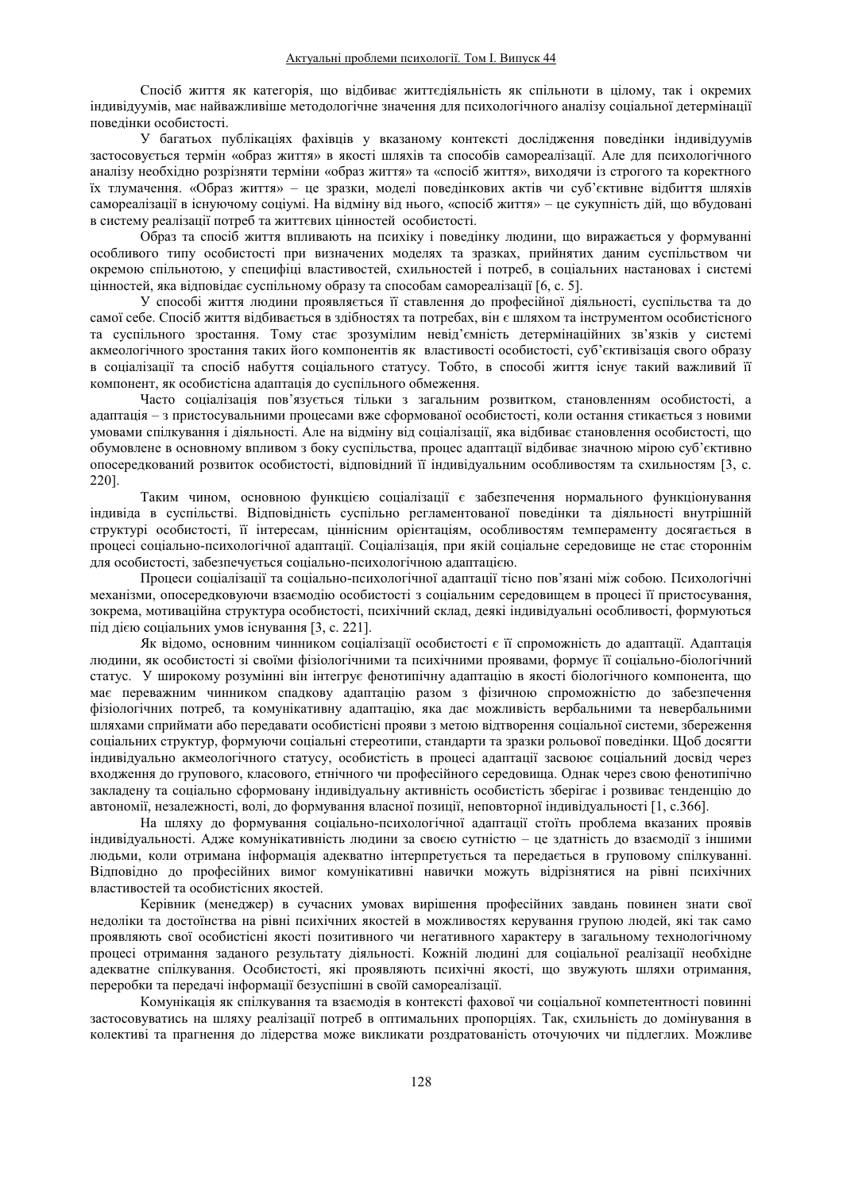Спосіб життя як категорія, що відбиває життєдіяльність як спільноти в цілому, так і окремих індивідуумів, має найважливіше методологічне значення для психологічного аналізу соціальної детермінації поведінки особистості.

У багатьох публікаціях фахівців у вказаному контексті дослідження поведінки індивідуумів застосовується термін «образ життя» в якості шляхів та способів самореалізації. Але для психологічного аналізу необхідно розрізняти терміни «образ життя» та «спосіб життя», виходячи із строгого та коректного їх тлумачення. «Образ життя» – це зразки, моделі поведінкових актів чи суб'єктивне відбиття шляхів самореалізації в існуючому соціумі. На відміну від нього, «спосіб життя» – це сукупність дій, що вбудовані в систему реалізації потреб та життєвих цінностей особистості.

Образ та спосіб життя впливають на психіку і поведінку людини, що виражається у формуванні особливого типу особистості при визначених моделях та зразках, прийнятих даним суспільством чи окремою спільнотою, у специфіці властивостей, схильностей і потреб, в соціальних настановах і системі цінностей, яка відповідає суспільному образу та способам самореалізації [6, с. 5].

У способі життя людини проявляється її ставлення до професійної діяльності, суспільства та до самої себе. Спосіб життя відбивається в здібностях та потребах, він є шляхом та інструментом особистісного та суспільного зростання. Тому стає зрозумілим невід'ємність детермінаційних зв'язків у системі акмеологічного зростання таких його компонентів як властивості особистості, суб'єктивізація свого образу в соціалізації та спосіб набуття соціального статусу. Тобто, в способі життя існує такий важливий її компонент, як особистісна адаптація до суспільного обмеження.

Часто соціалізація пов'язується тільки з загальним розвитком, становленням особистості, а адаптація – з пристосувальними процесами вже сформованої особистості, коли остання стикається з новими умовами спілкування і діяльності. Але на відміну від соціалізації, яка відбиває становлення особистості, що обумовлене в основному впливом з боку суспільства, процес адаптації відбиває значною мірою суб'єктивно опосередкований розвиток особистості, відповідний її індивідуальним особливостям та схильностям [3, с. 220].

Таким чином, основною функцією соціалізації є забезпечення нормального функціонування індивіда в суспільстві. Відповідність суспільно регламентованої поведінки та діяльності внутрішній структурі особистості, її інтересам, ціннісним орієнтаціям, особливостям темпераменту досягається в процесі соціально-психологічної адаптації. Соціалізація, при якій соціальне середовище не стає стороннім для особистості, забезпечується соціально-психологічною адаптацією.

Процеси соціалізації та соціально-психологічної адаптації тісно пов'язані між собою. Психологічні механізми, опосередковуючи взаємодію особистості з соціальним середовищем в процесі її пристосування, зокрема, мотиваційна структура особистості, психічний склад, деякі індивідуальні особливості, формуються під дією соціальних умов існування [3, с. 221].

Як відомо, основним чинником соціалізації особистості є її спроможність до адаптації. Адаптація людини, як особистості зі своїми фізіологічними та психічними проявами, формує її соціально-біологічний статус. У широкому розумінні він інтегрує фенотипічну адаптацію в якості біологічного компонента, що має переважним чинником спадкову адаптацію разом з фізичною спроможністю до забезпечення фізіологічних потреб, та комунікативну адаптацію, яка дає можливість вербальними та невербальними шляхами сприймати або передавати особистісні прояви з метою відтворення соціальної системи, збереження соціальних структур, формуючи соціальні стереотипи, стандарти та зразки рольової поведінки. Щоб досягти індивідуально акмеологічного статусу, особистість в процесі адаптації засвоює соціальний досвід через входження до групового, класового, етнічного чи професійного середовища. Однак через свою фенотипічно закладену та соціально сформовану індивідуальну активність особистість зберігає і розвиває тенденцію до автономії, незалежності, волі, до формування власної позиції, неповторної індивідуальності [1, с.366].

На шляху до формування соціально-психологічної адаптації стоїть проблема вказаних проявів індивідуальності. Адже комунікативність людини за своєю сутністю – це здатність до взаємодії з іншими людьми, коли отримана інформація адекватно інтерпретується та передається в груповому спілкуванні. Відповідно до професійних вимог комунікативні навички можуть відрізнятися на рівні психічних властивостей та особистісних якостей.

Керівник (менеджер) в сучасних умовах вирішення професійних завдань повинен знати свої недоліки та достоїнства на рівні психічних якостей в можливостях керування групою людей, які так само проявляють свої особистісні якості позитивного чи негативного характеру в загальному технологічному процесі отримання заданого результату діяльності. Кожній людині для соціальної реалізації необхідне адекватне спілкування. Особистості, які проявляють психічні якості, що звужують шляхи отримання, переробки та передачі інформації безуспішні в своїй самореалізації.

Комунікація як спілкування та взаємодія в контексті фахової чи соціальної компетентності повинні застосовуватись на шляху реалізації потреб в оптимальних пропорціях. Так, схильність до домінування в колективі та прагнення до лідерства може викликати роздратованість оточуючих чи підлеглих. Можливе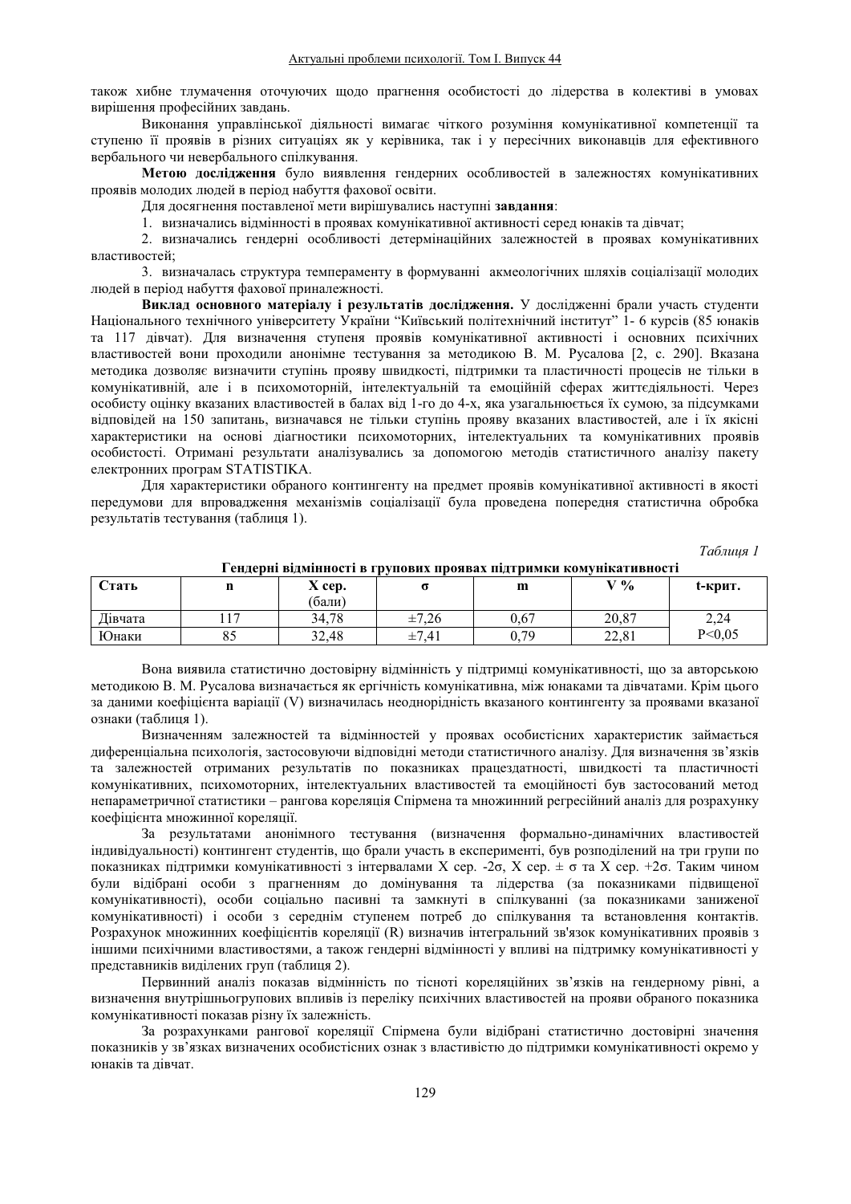також хибне тлумачення оточуючих щодо прагнення особистості до лідерства в колективі в умовах вирішення професійних завдань.

Виконання управлінської діяльності вимагає чіткого розуміння комунікативної компетенції та ступеню її проявів в різних ситуаціях як у керівника, так і у пересічних виконавців для ефективного вербального чи невербального спілкування.

**Метою дослідження** було виявлення гендерних особливостей в залежностях комунікативних проявів молодих людей в період набуття фахової освіти.

Для досягнення поставленої мети вирішувались наступні **завдання**:

1. визначались відмінності в проявах комунікативної активності серед юнаків та дівчат;
2. визначались гендерні особливості детермінаційних залежностей в проявах комунікативних властивостей;
3. визначалась структура темпераменту в формуванні акмеологічних шляхів соціалізації молодих людей в період набуття фахової приналежності.

**Виклад основного матеріалу і результатів дослідження.** У дослідженні брали участь студенти Національного технічного університету України "Київський політехнічний інститут" 1- 6 курсів (85 юнаків та 117 дівчат). Для визначення ступеня проявів комунікативної активності і основних психічних властивостей вони проходили анонімне тестування за методикою В. М. Русалова [2, с. 290]. Вказана методика дозволяє визначити ступінь прояву швидкості, підтримки та пластичності процесів не тільки в комунікативній, але і в психомоторній, інтелектуальній та емоційній сферах життєдіяльності. Через особисту оцінку вказаних властивостей в балах від 1-го до 4-х, яка узагальнюється їх сумою, за підсумками відповідей на 150 запитань, визначався не тільки ступінь прояву вказаних властивостей, але і їх якісні характеристики на основі діагностики психомоторних, інтелектуальних та комунікативних проявів особистості. Отримані результати аналізувались за допомогою методів статистичного аналізу пакету електронних програм STATISTIKA.

Для характеристики обраного контингенту на предмет проявів комунікативної активності в якості передумови для впровадження механізмів соціалізації була проведена попередня статистична обробка результатів тестування (таблиця 1).

*Таблиця 1*

**Гендерні відмінності в групових проявах підтримки комунікативності**

| Стать | n | X сер. (бали) | σ | m | V % | t-крит. |
|---|---|---|---|---|---|---|
| Дівчата | 117 | 34,78 | ±7,26 | 0,67 | 20,87 | 2,24 |
| Юнаки | 85 | 32,48 | ±7,41 | 0,79 | 22,81 | P<0,05 |

Вона виявила статистично достовірну відмінність у підтримці комунікативності, що за авторською методикою В. М. Русалова визначається як ергічність комунікативна, між юнаками та дівчатами. Крім цього за даними коефіцієнта варіації (V) визначилась неоднорідність вказаного контингенту за проявами вказаної ознаки (таблиця 1).

Визначенням залежностей та відмінностей у проявах особистісних характеристик займається диференціальна психологія, застосовуючи відповідні методи статистичного аналізу. Для визначення зв'язків та залежностей отриманих результатів по показниках працездатності, швидкості та пластичності комунікативних, психомоторних, інтелектуальних властивостей та емоційності був застосований метод непараметричної статистики – рангова кореляція Спірмена та множинний регресійний аналіз для розрахунку коефіцієнта множинної кореляції.

За результатами анонімного тестування (визначення формально-динамічних властивостей індивідуальності) контингент студентів, що брали участь в експерименті, був розподілений на три групи по показниках підтримки комунікативності з інтервалами X сер. -2σ, X сер. ± σ та X сер. +2σ. Таким чином були відібрані особи з прагненням до домінування та лідерства (за показниками підвищеної комунікативності), особи соціально пасивні та замкнуті в спілкуванні (за показниками заниженої комунікативності) і особи з середнім ступенем потреб до спілкування та встановлення контактів. Розрахунок множинних коефіцієнтів кореляції (R) визначив інтегральний зв'язок комунікативних проявів з іншими психічними властивостями, а також гендерні відмінності у впливі на підтримку комунікативності у представників виділених груп (таблиця 2).

Первинний аналіз показав відмінність по тісноті кореляційних зв'язків на гендерному рівні, а визначення внутрішньогрупових впливів із переліку психічних властивостей на прояви обраного показника комунікативності показав різну їх залежність.

За розрахунками рангової кореляції Спірмена були відібрані статистично достовірні значення показників у зв'язках визначених особистісних ознак з властивістю до підтримки комунікативності окремо у юнаків та дівчат.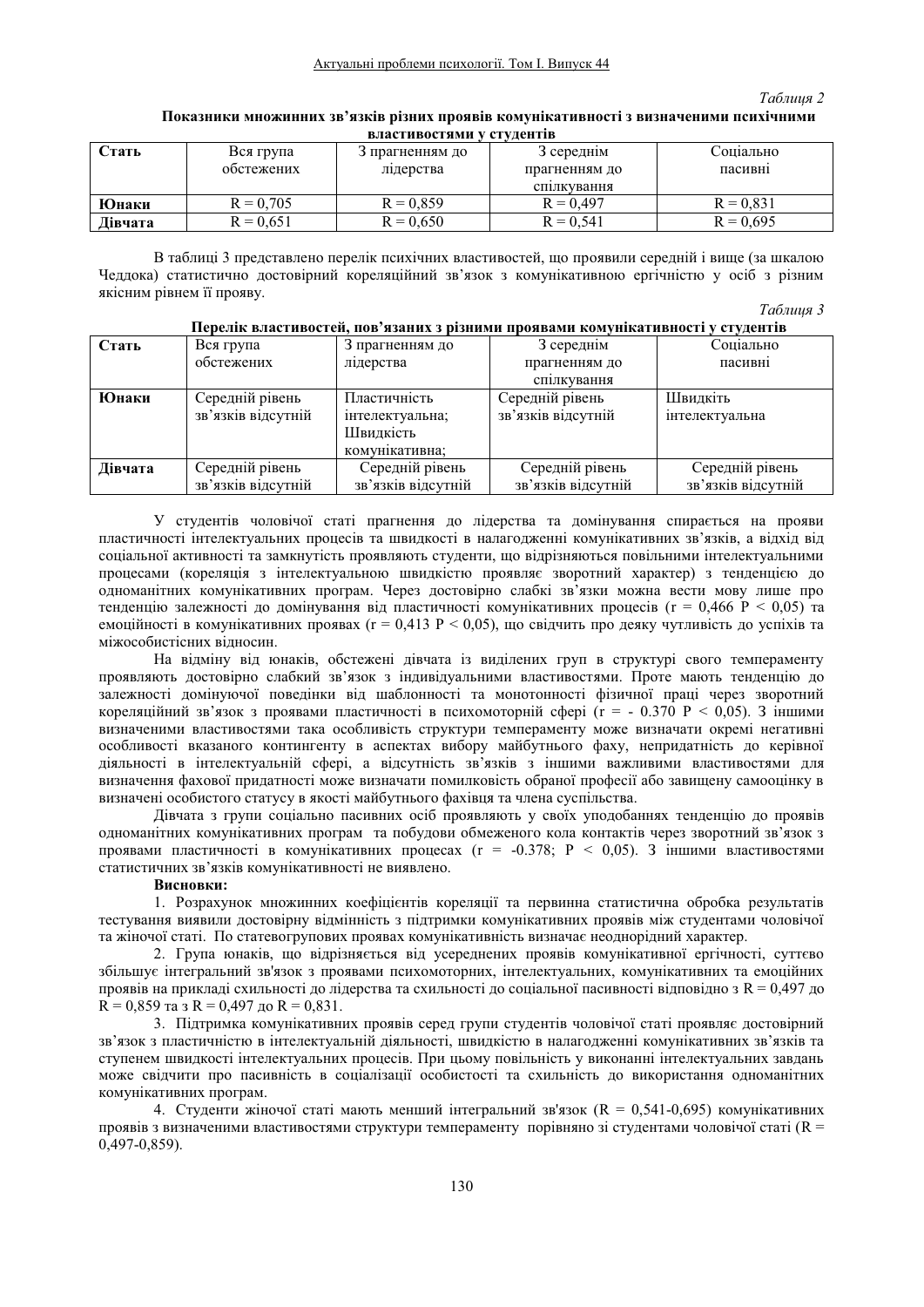*Таблиця 2*

**Показники множинних зв'язків різних проявів комунікативності з визначеними психічними властивостями у студентів**

| Стать | Вся група обстежених | З прагненням до лідерства | З середнім прагненням до спілкування | Соціально пасивні |
|---|---|---|---|---|
| **Юнаки** | R = 0,705 | R = 0,859 | R = 0,497 | R = 0,831 |
| **Дівчата** | R = 0,651 | R = 0,650 | R = 0,541 | R = 0,695 |

В таблиці 3 представлено перелік психічних властивостей, що проявили середній і вище (за шкалою Чеддока) статистично достовірний кореляційний зв'язок з комунікативною ергічністю у осіб з різним якісним рівнем її прояву.

*Таблиця 3*

**Перелік властивостей, пов'язаних з різними проявами комунікативності у студентів**

| Стать | Вся група обстежених | З прагненням до лідерства | З середнім прагненням до спілкування | Соціально пасивні |
|---|---|---|---|---|
| **Юнаки** | Середній рівень зв'язків відсутній | Пластичність інтелектуальна; Швидкість комунікативна; | Середній рівень зв'язків відсутній | Швидкість інтелектуальна |
| **Дівчата** | Середній рівень зв'язків відсутній | Середній рівень зв'язків відсутній | Середній рівень зв'язків відсутній | Середній рівень зв'язків відсутній |

У студентів чоловічої статі прагнення до лідерства та домінування спирається на прояви пластичності інтелектуальних процесів та швидкості в налагодженні комунікативних зв'язків, а відхід від соціальної активності та замкнутість проявляють студенти, що відрізняються повільними інтелектуальними процесами (кореляція з інтелектуальною швидкістю проявляє зворотний характер) з тенденцією до одноманітних комунікативних програм. Через достовірно слабкі зв'язки можна вести мову лише про тенденцію залежності до домінування від пластичності комунікативних процесів (r = 0,466 P < 0,05) та емоційності в комунікативних проявах (r = 0,413 P < 0,05), що свідчить про деяку чутливість до успіхів та міжособистісних відносин.

На відміну від юнаків, обстежені дівчата із виділених груп в структурі свого темпераменту проявляють достовірно слабкий зв'язок з індивідуальними властивостями. Проте мають тенденцію до залежності домінуючої поведінки від шаблонності та монотонності фізичної праці через зворотний кореляційний зв'язок з проявами пластичності в психомоторній сфері (r = - 0.370 P < 0,05). З іншими визначеними властивостями така особливість структури темпераменту може визначати окремі негативні особливості вказаного контингенту в аспектах вибору майбутнього фаху, непридатність до керівної діяльності в інтелектуальній сфері, а відсутність зв'язків з іншими важливими властивостями для визначення фахової придатності може визначати помилковість обраної професії або завищену самооцінку в визначені особистого статусу в якості майбутнього фахівця та члена суспільства.

Дівчата з групи соціально пасивних осіб проявляють у своїх уподобаннях тенденцію до проявів одноманітних комунікативних програм та побудови обмеженого кола контактів через зворотний зв'язок з проявами пластичності в комунікативних процесах (r = -0.378; P < 0,05). З іншими властивостями статистичних зв'язків комунікативності не виявлено.

**Висновки:**

1. Розрахунок множинних коефіцієнтів кореляції та первинна статистична обробка результатів тестування виявили достовірну відмінність з підтримки комунікативних проявів між студентами чоловічої та жіночої статі. По статевогрупових проявах комунікативність визначає неоднорідний характер.

2. Група юнаків, що відрізняється від усереднених проявів комунікативної ергічності, суттєво збільшує інтегральний зв'язок з проявами психомоторних, інтелектуальних, комунікативних та емоційних проявів на прикладі схильності до лідерства та схильності до соціальної пасивності відповідно з R = 0,497 до R = 0,859 та з R = 0,497 до R = 0,831.

3. Підтримка комунікативних проявів серед групи студентів чоловічої статі проявляє достовірний зв'язок з пластичністю в інтелектуальній діяльності, швидкістю в налагодженні комунікативних зв'язків та ступенем швидкості інтелектуальних процесів. При цьому повільність у виконанні інтелектуальних завдань може свідчити про пасивність в соціалізації особистості та схильність до використання одноманітних комунікативних програм.

4. Студенти жіночої статі мають менший інтегральний зв'язок (R = 0,541-0,695) комунікативних проявів з визначеними властивостями структури темпераменту порівняно зі студентами чоловічої статі (R = 0,497-0,859).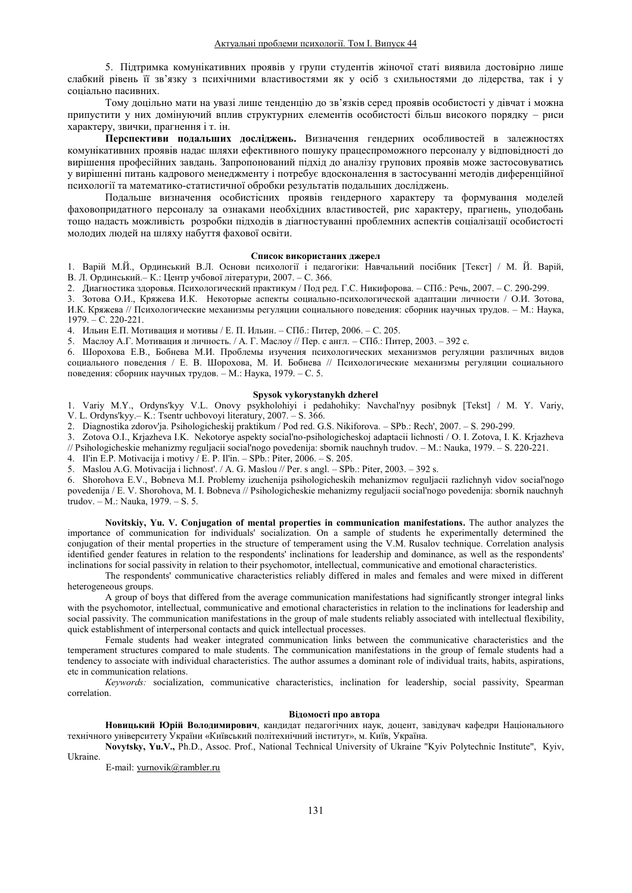5. Підтримка комунікативних проявів у групи студентів жіночої статі виявила достовірно лише слабкий рівень її зв'язку з психічними властивостями як у осіб з схильностями до лідерства, так і у соціально пасивних.

Тому доцільно мати на увазі лише тенденцію до зв'язків серед проявів особистості у дівчат і можна припустити у них домінуючий вплив структурних елементів особистості більш високого порядку – риси характеру, звички, прагнення і т. ін.

**Перспективи подальших досліджень.** Визначення гендерних особливостей в залежностях комунікативних проявів надає шляхи ефективного пошуку працеспроможного персоналу у відповідності до вирішення професійних завдань. Запропонований підхід до аналізу групових проявів може застосовуватись у вирішенні питань кадрового менеджменту і потребує вдосконалення в застосуванні методів диференційної психології та математико-статистичної обробки результатів подальших досліджень.

Подальше визначення особистісних проявів гендерного характеру та формування моделей фаховопридатного персоналу за ознаками необхідних властивостей, рис характеру, прагнень, уподобань тощо надасть можливість розробки підходів в діагностуванні проблемних аспектів соціалізації особистості молодих людей на шляху набуття фахової освіти.

### Список використаних джерел

1. Варій М.Й., Ординський В.Л. Основи психології і педагогіки: Навчальний посібник [Текст] / М. Й. Варій, В. Л. Ординський.– К.: Центр учбової літератури, 2007. – С. 366.
2. Диагностика здоровья. Психологический практикум / Под ред. Г.С. Никифорова. – СПб.: Речь, 2007. – С. 290-299.
3. Зотова О.И., Кряжева И.К. Некоторые аспекты социально-психологической адаптации личности / О.И. Зотова, И.К. Кряжева // Психологические механизмы регуляции социального поведения: сборник научных трудов. – М.: Наука, 1979. – С. 220-221.
4. Ильин Е.П. Мотивация и мотивы / Е. П. Ильин. – СПб.: Питер, 2006. – С. 205.
5. Маслоу А.Г. Мотивация и личность. / А. Г. Маслоу // Пер. с англ. – СПб.: Питер, 2003. – 392 с.
6. Шорохова Е.В., Бобнева М.И. Проблемы изучения психологических механизмов регуляции различных видов социального поведения / Е. В. Шорохова, М. И. Бобнева // Психологические механизмы регуляции социального поведения: сборник научных трудов. – М.: Наука, 1979. – С. 5.

### Spysok vykorystanykh dzherel

1. Variy M.Y., Ordyns'kyy V.L. Onovy psykholohiyi i pedahohiky: Navchal'nyy posibnyk [Tekst] / M. Y. Variy, V. L. Ordyns'kyy.– K.: Tsentr uchbovoyi literatury, 2007. – S. 366.
2. Diagnostika zdorov'ja. Psihologicheskij praktikum / Pod red. G.S. Nikiforova. – SPb.: Rech', 2007. – S. 290-299.
3. Zotova O.I., Krjazheva I.K. Nekotorye aspekty social'no-psihologicheskoj adaptacii lichnosti / O. I. Zotova, I. K. Krjazheva // Psihologicheskie mehanizmy reguljacii social'nogo povedenija: sbornik nauchnyh trudov. – M.: Nauka, 1979. – S. 220-221.
4. Il'in E.P. Motivacija i motivy / E. P. Il'in. – SPb.: Piter, 2006. – S. 205.
5. Maslou A.G. Motivacija i lichnost'. / A. G. Maslou // Per. s angl. – SPb.: Piter, 2003. – 392 s.
6. Shorohova E.V., Bobneva M.I. Problemy izuchenija psihologicheskih mehanizmov reguljacii razlichnyh vidov social'nogo povedenija / E. V. Shorohova, M. I. Bobneva // Psihologicheskie mehanizmy reguljacii social'nogo povedenija: sbornik nauchnyh trudov. – M.: Nauka, 1979. – S. 5.

**Novitskiy, Yu. V. Conjugation of mental properties in communication manifestations.** The author analyzes the importance of communication for individuals' socialization. On a sample of students he experimentally determined the conjugation of their mental properties in the structure of temperament using the V.M. Rusalov technique. Correlation analysis identified gender features in relation to the respondents' inclinations for leadership and dominance, as well as the respondents' inclinations for social passivity in relation to their psychomotor, intellectual, communicative and emotional characteristics.

The respondents' communicative characteristics reliably differed in males and females and were mixed in different heterogeneous groups.

A group of boys that differed from the average communication manifestations had significantly stronger integral links with the psychomotor, intellectual, communicative and emotional characteristics in relation to the inclinations for leadership and social passivity. The communication manifestations in the group of male students reliably associated with intellectual flexibility, quick establishment of interpersonal contacts and quick intellectual processes.

Female students had weaker integrated communication links between the communicative characteristics and the temperament structures compared to male students. The communication manifestations in the group of female students had a tendency to associate with individual characteristics. The author assumes a dominant role of individual traits, habits, aspirations, etc in communication relations.

*Keywords:* socialization, communicative characteristics, inclination for leadership, social passivity, Spearman correlation.

### Відомості про автора

**Новицький Юрій Володимирович**, кандидат педагогічних наук, доцент, завідувач кафедри Національного технічного університету України «Київський політехнічний інститут», м. Київ, Україна.

**Novytsky, Yu.V.,** Ph.D., Assoc. Prof., National Technical University of Ukraine "Kyiv Polytechnic Institute", Kyiv, Ukraine.

E-mail: yurnovik@rambler.ru